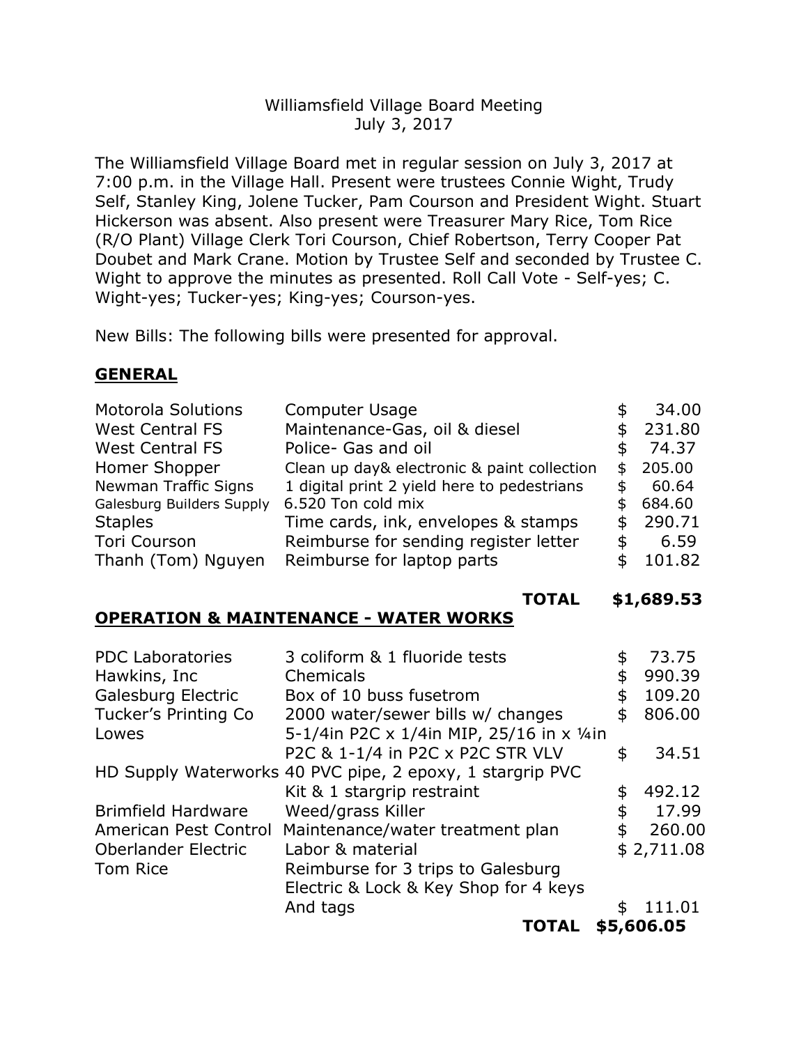Williamsfield Village Board Meeting
July 3, 2017

The Williamsfield Village Board met in regular session on July 3, 2017 at 7:00 p.m. in the Village Hall. Present were trustees Connie Wight, Trudy Self, Stanley King, Jolene Tucker, Pam Courson and President Wight. Stuart Hickerson was absent. Also present were Treasurer Mary Rice, Tom Rice (R/O Plant) Village Clerk Tori Courson, Chief Robertson, Terry Cooper Pat Doubet and Mark Crane. Motion by Trustee Self and seconded by Trustee C. Wight to approve the minutes as presented. Roll Call Vote - Self-yes; C. Wight-yes; Tucker-yes; King-yes; Courson-yes.

New Bills: The following bills were presented for approval.

## GENERAL

| | | |
|---|---|---|
| Motorola Solutions | Computer Usage | $ 34.00 |
| West Central FS | Maintenance-Gas, oil & diesel | $ 231.80 |
| West Central FS | Police- Gas and oil | $ 74.37 |
| Homer Shopper | Clean up day& electronic & paint collection | $ 205.00 |
| Newman Traffic Signs | 1 digital print 2 yield here to pedestrians | $ 60.64 |
| Galesburg Builders Supply | 6.520 Ton cold mix | $ 684.60 |
| Staples | Time cards, ink, envelopes & stamps | $ 290.71 |
| Tori Courson | Reimburse for sending register letter | $ 6.59 |
| Thanh (Tom) Nguyen | Reimburse for laptop parts | $ 101.82 |
| | **TOTAL** | **$1,689.53** |

## OPERATION & MAINTENANCE - WATER WORKS

| | | |
|---|---|---|
| PDC Laboratories | 3 coliform & 1 fluoride tests | $ 73.75 |
| Hawkins, Inc | Chemicals | $ 990.39 |
| Galesburg Electric | Box of 10 buss fusetrom | $ 109.20 |
| Tucker's Printing Co | 2000 water/sewer bills w/ changes | $ 806.00 |
| Lowes | 5-1/4in P2C x 1/4in MIP, 25/16 in x ¼in P2C & 1-1/4 in P2C x P2C STR VLV | $ 34.51 |
| HD Supply Waterworks | 40 PVC pipe, 2 epoxy, 1 stargrip PVC Kit & 1 stargrip restraint | $ 492.12 |
| Brimfield Hardware | Weed/grass Killer | $ 17.99 |
| American Pest Control | Maintenance/water treatment plan | $ 260.00 |
| Oberlander Electric | Labor & material | $ 2,711.08 |
| Tom Rice | Reimburse for 3 trips to Galesburg Electric & Lock & Key Shop for 4 keys And tags | $ 111.01 |
| | **TOTAL** | **$5,606.05** |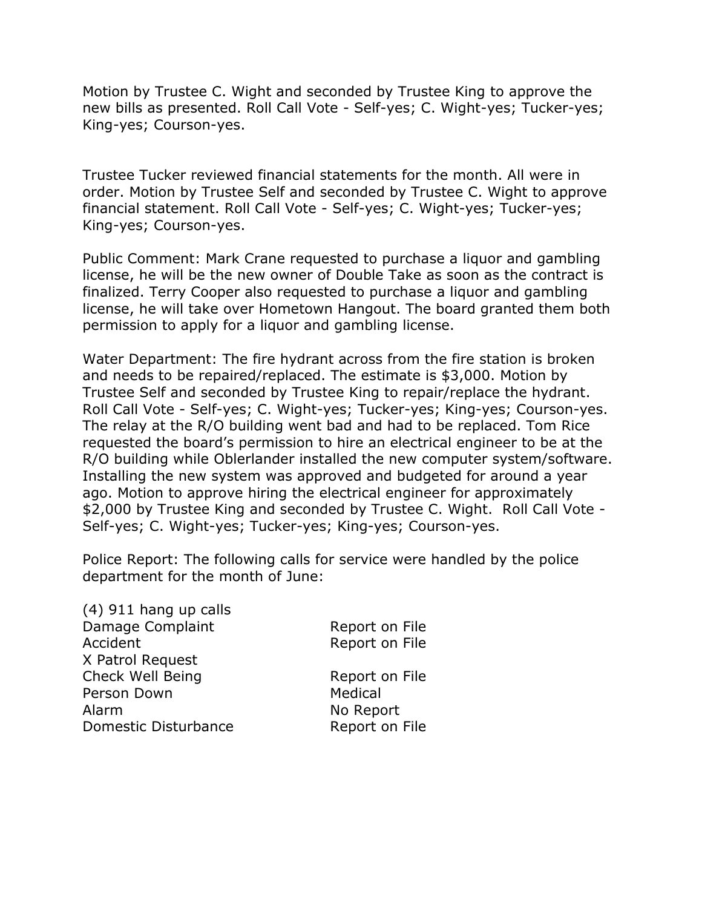Motion by Trustee C. Wight and seconded by Trustee King to approve the new bills as presented. Roll Call Vote - Self-yes; C. Wight-yes; Tucker-yes; King-yes; Courson-yes.

Trustee Tucker reviewed financial statements for the month. All were in order. Motion by Trustee Self and seconded by Trustee C. Wight to approve financial statement. Roll Call Vote - Self-yes; C. Wight-yes; Tucker-yes; King-yes; Courson-yes.

Public Comment: Mark Crane requested to purchase a liquor and gambling license, he will be the new owner of Double Take as soon as the contract is finalized. Terry Cooper also requested to purchase a liquor and gambling license, he will take over Hometown Hangout. The board granted them both permission to apply for a liquor and gambling license.

Water Department: The fire hydrant across from the fire station is broken and needs to be repaired/replaced. The estimate is $3,000. Motion by Trustee Self and seconded by Trustee King to repair/replace the hydrant. Roll Call Vote - Self-yes; C. Wight-yes; Tucker-yes; King-yes; Courson-yes. The relay at the R/O building went bad and had to be replaced. Tom Rice requested the board's permission to hire an electrical engineer to be at the R/O building while Oblerlander installed the new computer system/software. Installing the new system was approved and budgeted for around a year ago. Motion to approve hiring the electrical engineer for approximately $2,000 by Trustee King and seconded by Trustee C. Wight. Roll Call Vote - Self-yes; C. Wight-yes; Tucker-yes; King-yes; Courson-yes.

Police Report: The following calls for service were handled by the police department for the month of June:

| | |
|---|---|
| (4) 911 hang up calls | |
| Damage Complaint | Report on File |
| Accident | Report on File |
| X Patrol Request | |
| Check Well Being | Report on File |
| Person Down | Medical |
| Alarm | No Report |
| Domestic Disturbance | Report on File |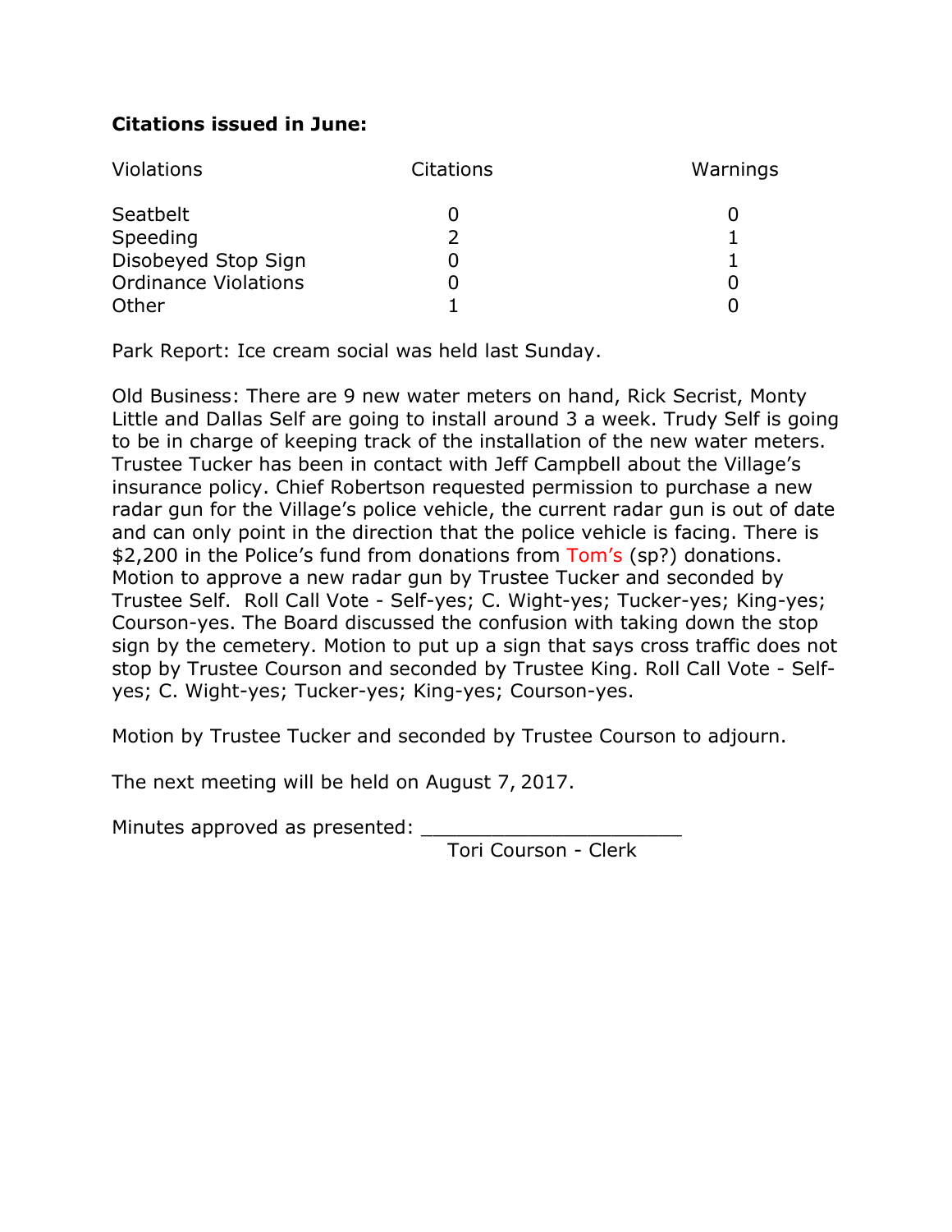**Citations issued in June:**

| Violations | Citations | Warnings |
|---|---|---|
| Seatbelt | 0 | 0 |
| Speeding | 2 | 1 |
| Disobeyed Stop Sign | 0 | 1 |
| Ordinance Violations | 0 | 0 |
| Other | 1 | 0 |

Park Report: Ice cream social was held last Sunday.

Old Business: There are 9 new water meters on hand, Rick Secrist, Monty Little and Dallas Self are going to install around 3 a week. Trudy Self is going to be in charge of keeping track of the installation of the new water meters. Trustee Tucker has been in contact with Jeff Campbell about the Village's insurance policy. Chief Robertson requested permission to purchase a new radar gun for the Village's police vehicle, the current radar gun is out of date and can only point in the direction that the police vehicle is facing. There is $2,200 in the Police's fund from donations from Tom's (sp?) donations. Motion to approve a new radar gun by Trustee Tucker and seconded by Trustee Self. Roll Call Vote - Self-yes; C. Wight-yes; Tucker-yes; King-yes; Courson-yes. The Board discussed the confusion with taking down the stop sign by the cemetery. Motion to put up a sign that says cross traffic does not stop by Trustee Courson and seconded by Trustee King. Roll Call Vote - Self-yes; C. Wight-yes; Tucker-yes; King-yes; Courson-yes.

Motion by Trustee Tucker and seconded by Trustee Courson to adjourn.

The next meeting will be held on August 7, 2017.

Minutes approved as presented: ______________________

Tori Courson - Clerk